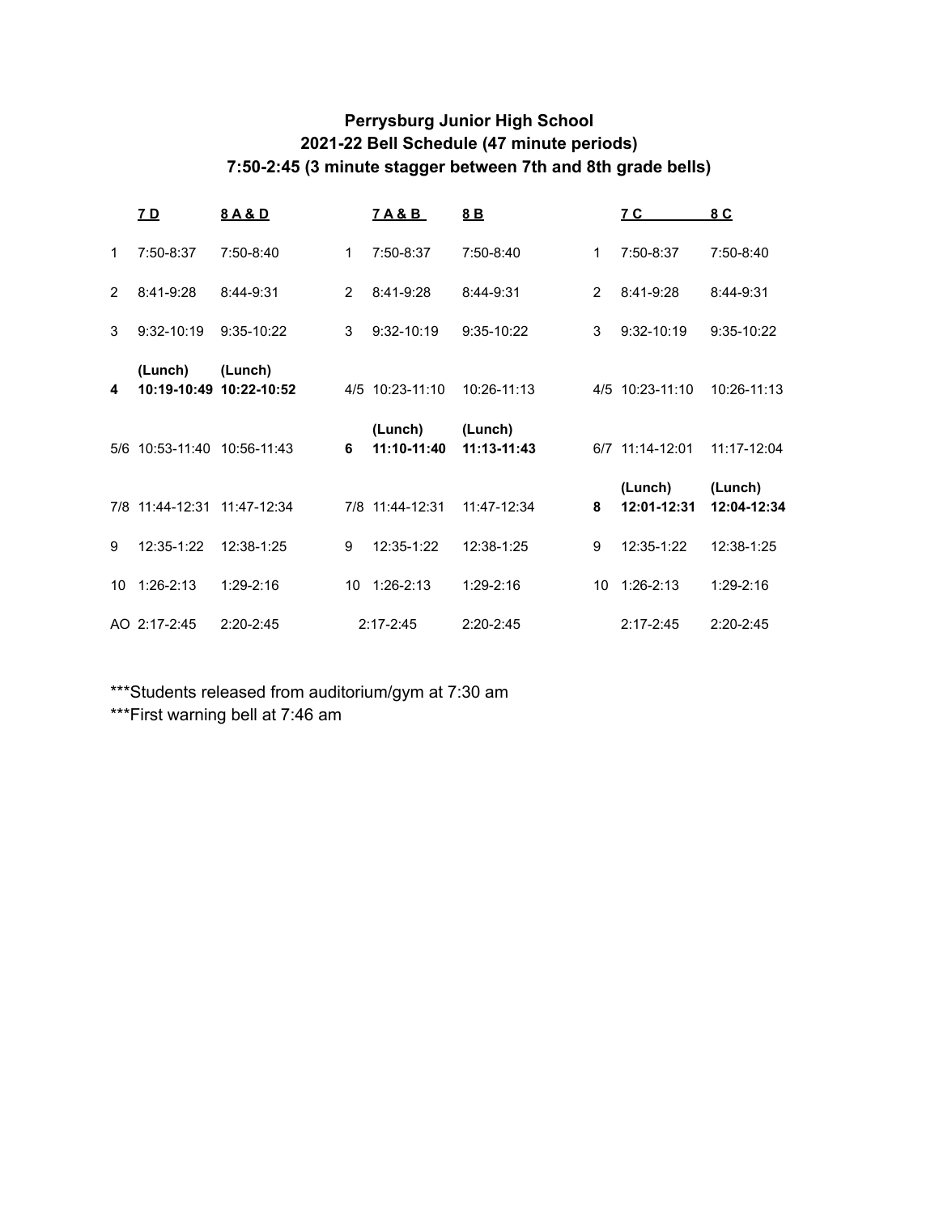**Perrysburg Junior High School**
**2021-22 Bell Schedule (47 minute periods)**
**7:50-2:45 (3 minute stagger between 7th and 8th grade bells)**

| | 7 D | 8 A & D | | 7 A & B | 8 B | | 7 C | 8 C |
|---|---|---|---|---|---|---|---|---|
| 1 | 7:50-8:37 | 7:50-8:40 | 1 | 7:50-8:37 | 7:50-8:40 | 1 | 7:50-8:37 | 7:50-8:40 |
| 2 | 8:41-9:28 | 8:44-9:31 | 2 | 8:41-9:28 | 8:44-9:31 | 2 | 8:41-9:28 | 8:44-9:31 |
| 3 | 9:32-10:19 | 9:35-10:22 | 3 | 9:32-10:19 | 9:35-10:22 | 3 | 9:32-10:19 | 9:35-10:22 |
| **4** | **(Lunch) 10:19-10:49** | **(Lunch) 10:22-10:52** | 4/5 | 10:23-11:10 | 10:26-11:13 | 4/5 | 10:23-11:10 | 10:26-11:13 |
| 5/6 | 10:53-11:40 | 10:56-11:43 | **6** | **(Lunch) 11:10-11:40** | **(Lunch) 11:13-11:43** | 6/7 | 11:14-12:01 | 11:17-12:04 |
| 7/8 | 11:44-12:31 | 11:47-12:34 | 7/8 | 11:44-12:31 | 11:47-12:34 | **8** | **(Lunch) 12:01-12:31** | **(Lunch) 12:04-12:34** |
| 9 | 12:35-1:22 | 12:38-1:25 | 9 | 12:35-1:22 | 12:38-1:25 | 9 | 12:35-1:22 | 12:38-1:25 |
| 10 | 1:26-2:13 | 1:29-2:16 | 10 | 1:26-2:13 | 1:29-2:16 | 10 | 1:26-2:13 | 1:29-2:16 |
| AO | 2:17-2:45 | 2:20-2:45 | | 2:17-2:45 | 2:20-2:45 | | 2:17-2:45 | 2:20-2:45 |

***Students released from auditorium/gym at 7:30 am
***First warning bell at 7:46 am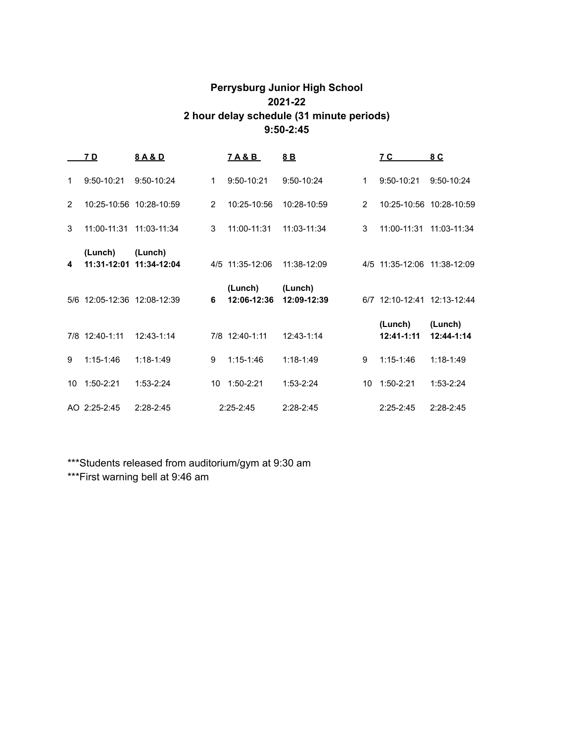# Perrysburg Junior High School
## 2021-22
## 2 hour delay schedule (31 minute periods)
## 9:50-2:45

| | 7 D | 8 A & D | | 7 A & B | 8 B | | 7 C | 8 C |
|---|---|---|---|---|---|---|---|---|
| 1 | 9:50-10:21 | 9:50-10:24 | 1 | 9:50-10:21 | 9:50-10:24 | 1 | 9:50-10:21 | 9:50-10:24 |
| 2 | 10:25-10:56 | 10:28-10:59 | 2 | 10:25-10:56 | 10:28-10:59 | 2 | 10:25-10:56 | 10:28-10:59 |
| 3 | 11:00-11:31 | 11:03-11:34 | 3 | 11:00-11:31 | 11:03-11:34 | 3 | 11:00-11:31 | 11:03-11:34 |
| **4** | **(Lunch) 11:31-12:01** | **(Lunch) 11:34-12:04** | 4/5 | 11:35-12:06 | 11:38-12:09 | 4/5 | 11:35-12:06 | 11:38-12:09 |
| 5/6 | 12:05-12:36 | 12:08-12:39 | **6** | **(Lunch) 12:06-12:36** | **(Lunch) 12:09-12:39** | 6/7 | 12:10-12:41 | 12:13-12:44 |
| 7/8 | 12:40-1:11 | 12:43-1:14 | 7/8 | 12:40-1:11 | 12:43-1:14 | | **(Lunch) 12:41-1:11** | **(Lunch) 12:44-1:14** |
| 9 | 1:15-1:46 | 1:18-1:49 | 9 | 1:15-1:46 | 1:18-1:49 | 9 | 1:15-1:46 | 1:18-1:49 |
| 10 | 1:50-2:21 | 1:53-2:24 | 10 | 1:50-2:21 | 1:53-2:24 | 10 | 1:50-2:21 | 1:53-2:24 |
| AO | 2:25-2:45 | 2:28-2:45 | | 2:25-2:45 | 2:28-2:45 | | 2:25-2:45 | 2:28-2:45 |

***Students released from auditorium/gym at 9:30 am

***First warning bell at 9:46 am